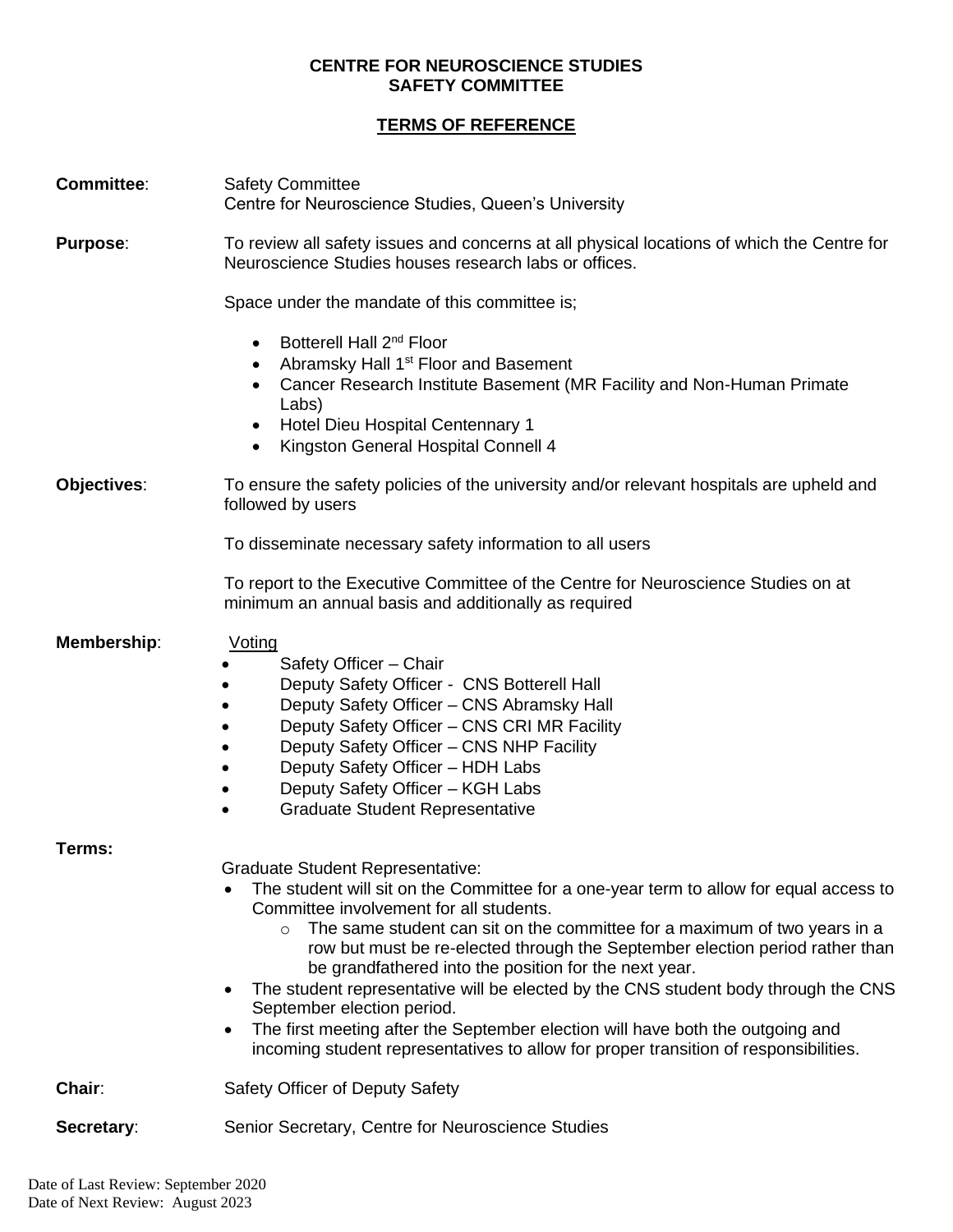**CENTRE FOR NEUROSCIENCE STUDIES**
**SAFETY COMMITTEE**

**TERMS OF REFERENCE**

**Committee**: Safety Committee
Centre for Neuroscience Studies, Queen's University

**Purpose**: To review all safety issues and concerns at all physical locations of which the Centre for Neuroscience Studies houses research labs or offices.

Space under the mandate of this committee is;

- Botterell Hall 2nd Floor
- Abramsky Hall 1st Floor and Basement
- Cancer Research Institute Basement (MR Facility and Non-Human Primate Labs)
- Hotel Dieu Hospital Centennary 1
- Kingston General Hospital Connell 4

**Objectives**: To ensure the safety policies of the university and/or relevant hospitals are upheld and followed by users

To disseminate necessary safety information to all users

To report to the Executive Committee of the Centre for Neuroscience Studies on at minimum an annual basis and additionally as required

**Membership**: Voting

- Safety Officer – Chair
- Deputy Safety Officer - CNS Botterell Hall
- Deputy Safety Officer – CNS Abramsky Hall
- Deputy Safety Officer – CNS CRI MR Facility
- Deputy Safety Officer – CNS NHP Facility
- Deputy Safety Officer – HDH Labs
- Deputy Safety Officer – KGH Labs
- Graduate Student Representative

**Terms:**

Graduate Student Representative:

- The student will sit on the Committee for a one-year term to allow for equal access to Committee involvement for all students.
  - The same student can sit on the committee for a maximum of two years in a row but must be re-elected through the September election period rather than be grandfathered into the position for the next year.
- The student representative will be elected by the CNS student body through the CNS September election period.
- The first meeting after the September election will have both the outgoing and incoming student representatives to allow for proper transition of responsibilities.

**Chair**: Safety Officer of Deputy Safety

**Secretary**: Senior Secretary, Centre for Neuroscience Studies

Date of Last Review: September 2020
Date of Next Review: August 2023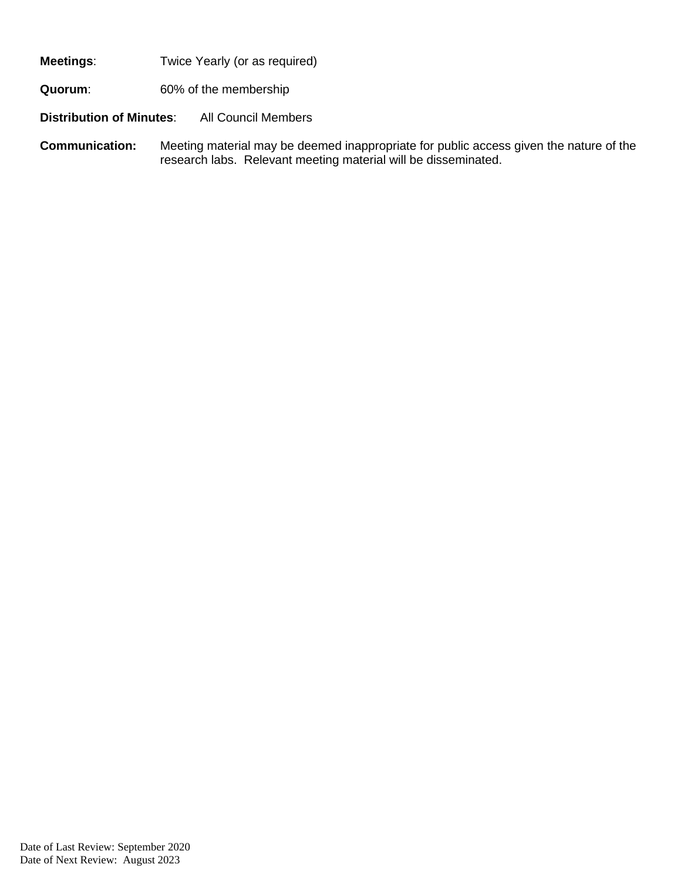**Meetings**: Twice Yearly (or as required)

**Quorum**: 60% of the membership

**Distribution of Minutes**: All Council Members

**Communication:** Meeting material may be deemed inappropriate for public access given the nature of the research labs. Relevant meeting material will be disseminated.

Date of Last Review: September 2020
Date of Next Review: August 2023